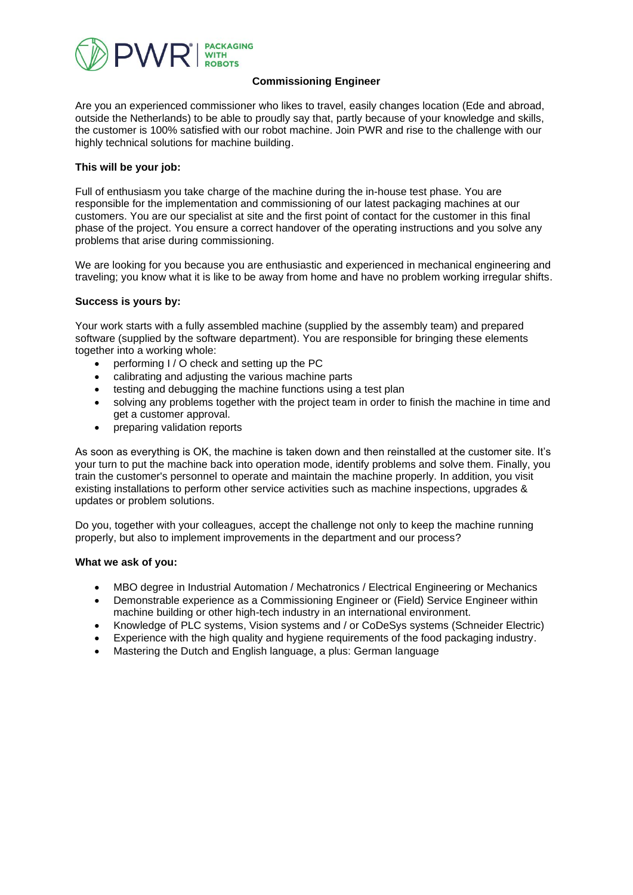PWR® | PACKAGING WITH ROBOTS

# Commissioning Engineer

Are you an experienced commissioner who likes to travel, easily changes location (Ede and abroad, outside the Netherlands) to be able to proudly say that, partly because of your knowledge and skills, the customer is 100% satisfied with our robot machine. Join PWR and rise to the challenge with our highly technical solutions for machine building.

**This will be your job:**

Full of enthusiasm you take charge of the machine during the in-house test phase. You are responsible for the implementation and commissioning of our latest packaging machines at our customers. You are our specialist at site and the first point of contact for the customer in this final phase of the project. You ensure a correct handover of the operating instructions and you solve any problems that arise during commissioning.

We are looking for you because you are enthusiastic and experienced in mechanical engineering and traveling; you know what it is like to be away from home and have no problem working irregular shifts.

**Success is yours by:**

Your work starts with a fully assembled machine (supplied by the assembly team) and prepared software (supplied by the software department). You are responsible for bringing these elements together into a working whole:

- performing I / O check and setting up the PC
- calibrating and adjusting the various machine parts
- testing and debugging the machine functions using a test plan
- solving any problems together with the project team in order to finish the machine in time and get a customer approval.
- preparing validation reports

As soon as everything is OK, the machine is taken down and then reinstalled at the customer site. It's your turn to put the machine back into operation mode, identify problems and solve them. Finally, you train the customer's personnel to operate and maintain the machine properly. In addition, you visit existing installations to perform other service activities such as machine inspections, upgrades & updates or problem solutions.

Do you, together with your colleagues, accept the challenge not only to keep the machine running properly, but also to implement improvements in the department and our process?

**What we ask of you:**

- MBO degree in Industrial Automation / Mechatronics / Electrical Engineering or Mechanics
- Demonstrable experience as a Commissioning Engineer or (Field) Service Engineer within machine building or other high-tech industry in an international environment.
- Knowledge of PLC systems, Vision systems and / or CoDeSys systems (Schneider Electric)
- Experience with the high quality and hygiene requirements of the food packaging industry.
- Mastering the Dutch and English language, a plus: German language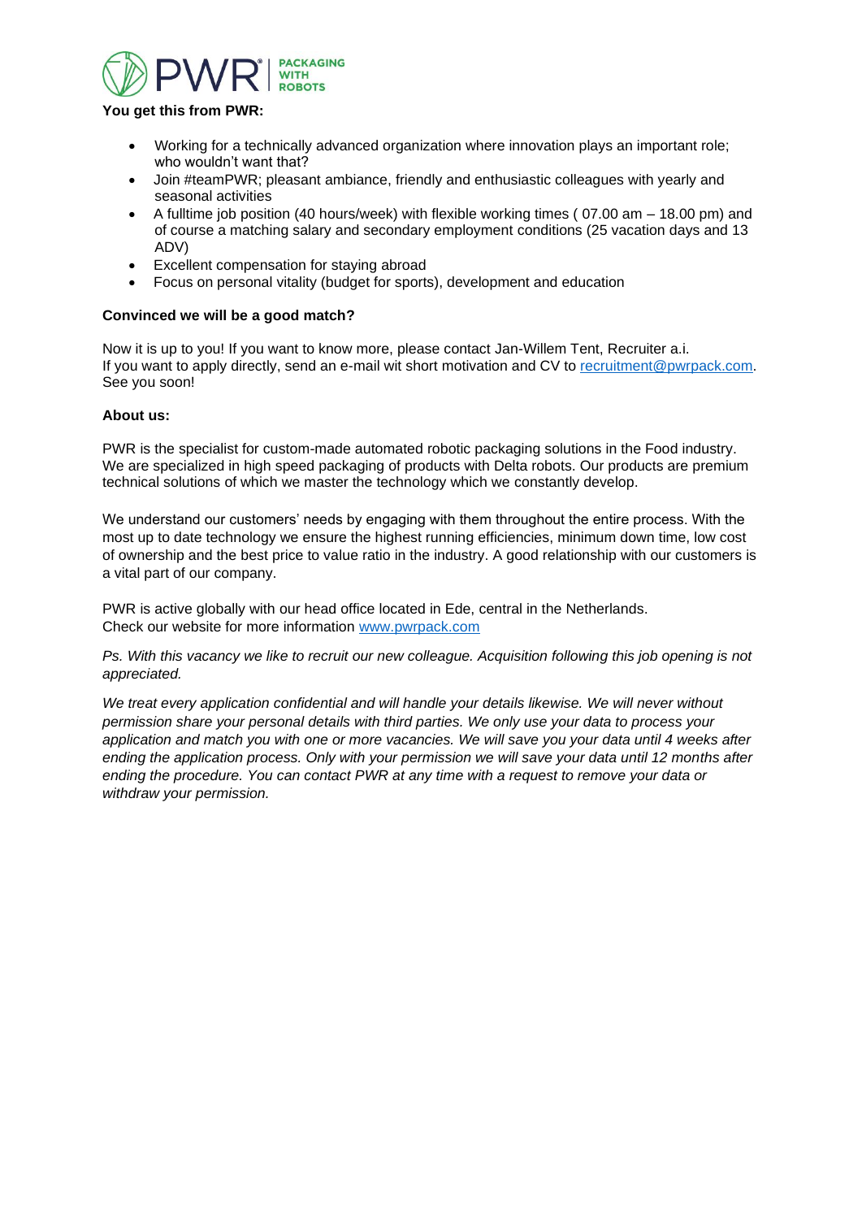**You get this from PWR:**

- Working for a technically advanced organization where innovation plays an important role; who wouldn't want that?
- Join #teamPWR; pleasant ambiance, friendly and enthusiastic colleagues with yearly and seasonal activities
- A fulltime job position (40 hours/week) with flexible working times ( 07.00 am – 18.00 pm) and of course a matching salary and secondary employment conditions (25 vacation days and 13 ADV)
- Excellent compensation for staying abroad
- Focus on personal vitality (budget for sports), development and education

**Convinced we will be a good match?**

Now it is up to you! If you want to know more, please contact Jan-Willem Tent, Recruiter a.i.
If you want to apply directly, send an e-mail wit short motivation and CV to recruitment@pwrpack.com.
See you soon!

**About us:**

PWR is the specialist for custom-made automated robotic packaging solutions in the Food industry. We are specialized in high speed packaging of products with Delta robots. Our products are premium technical solutions of which we master the technology which we constantly develop.

We understand our customers' needs by engaging with them throughout the entire process. With the most up to date technology we ensure the highest running efficiencies, minimum down time, low cost of ownership and the best price to value ratio in the industry. A good relationship with our customers is a vital part of our company.

PWR is active globally with our head office located in Ede, central in the Netherlands.
Check our website for more information www.pwrpack.com

*Ps. With this vacancy we like to recruit our new colleague. Acquisition following this job opening is not appreciated.*

*We treat every application confidential and will handle your details likewise. We will never without permission share your personal details with third parties. We only use your data to process your application and match you with one or more vacancies. We will save you your data until 4 weeks after ending the application process. Only with your permission we will save your data until 12 months after ending the procedure. You can contact PWR at any time with a request to remove your data or withdraw your permission.*